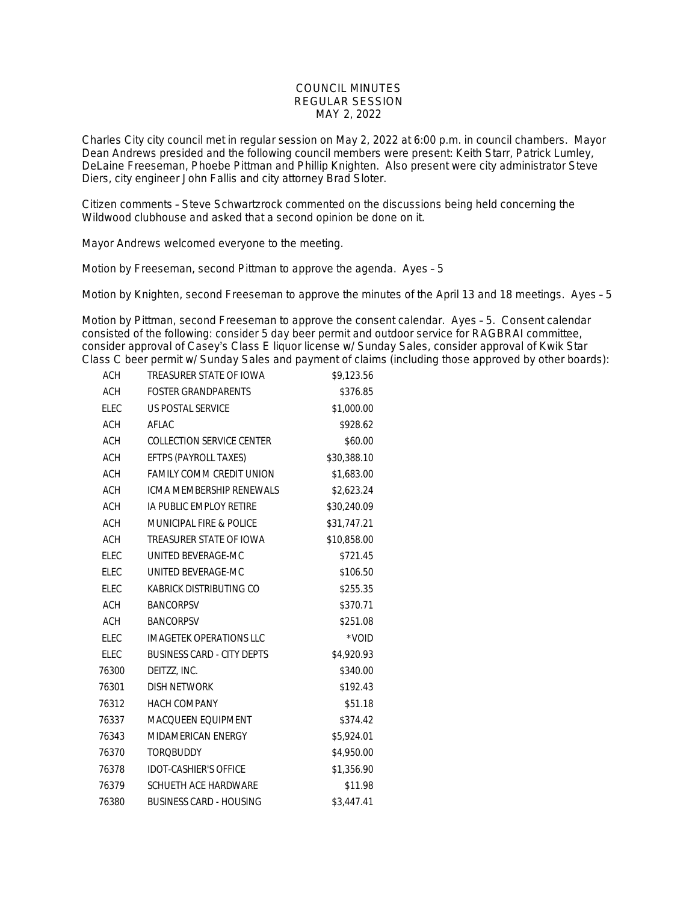# COUNCIL MINUTES
## REGULAR SESSION
## MAY 2, 2022

Charles City city council met in regular session on May 2, 2022 at 6:00 p.m. in council chambers. Mayor Dean Andrews presided and the following council members were present: Keith Starr, Patrick Lumley, DeLaine Freeseman, Phoebe Pittman and Phillip Knighten. Also present were city administrator Steve Diers, city engineer John Fallis and city attorney Brad Sloter.

Citizen comments – Steve Schwartzrock commented on the discussions being held concerning the Wildwood clubhouse and asked that a second opinion be done on it.

Mayor Andrews welcomed everyone to the meeting.

Motion by Freeseman, second Pittman to approve the agenda. Ayes – 5

Motion by Knighten, second Freeseman to approve the minutes of the April 13 and 18 meetings. Ayes – 5

Motion by Pittman, second Freeseman to approve the consent calendar. Ayes – 5. Consent calendar consisted of the following: consider 5 day beer permit and outdoor service for RAGBRAI committee, consider approval of Casey's Class E liquor license w/ Sunday Sales, consider approval of Kwik Star Class C beer permit w/ Sunday Sales and payment of claims (including those approved by other boards):

| | | |
|---|---|---|
| ACH | TREASURER STATE OF IOWA | $9,123.56 |
| ACH | FOSTER GRANDPARENTS | $376.85 |
| ELEC | US POSTAL SERVICE | $1,000.00 |
| ACH | AFLAC | $928.62 |
| ACH | COLLECTION SERVICE CENTER | $60.00 |
| ACH | EFTPS (PAYROLL TAXES) | $30,388.10 |
| ACH | FAMILY COMM CREDIT UNION | $1,683.00 |
| ACH | ICMA MEMBERSHIP RENEWALS | $2,623.24 |
| ACH | IA PUBLIC EMPLOY RETIRE | $30,240.09 |
| ACH | MUNICIPAL FIRE & POLICE | $31,747.21 |
| ACH | TREASURER STATE OF IOWA | $10,858.00 |
| ELEC | UNITED BEVERAGE-MC | $721.45 |
| ELEC | UNITED BEVERAGE-MC | $106.50 |
| ELEC | KABRICK DISTRIBUTING CO | $255.35 |
| ACH | BANCORPSV | $370.71 |
| ACH | BANCORPSV | $251.08 |
| ELEC | IMAGETEK OPERATIONS LLC | *VOID |
| ELEC | BUSINESS CARD - CITY DEPTS | $4,920.93 |
| 76300 | DEITZZ, INC. | $340.00 |
| 76301 | DISH NETWORK | $192.43 |
| 76312 | HACH COMPANY | $51.18 |
| 76337 | MACQUEEN EQUIPMENT | $374.42 |
| 76343 | MIDAMERICAN ENERGY | $5,924.01 |
| 76370 | TORQBUDDY | $4,950.00 |
| 76378 | IDOT-CASHIER'S OFFICE | $1,356.90 |
| 76379 | SCHUETH ACE HARDWARE | $11.98 |
| 76380 | BUSINESS CARD - HOUSING | $3,447.41 |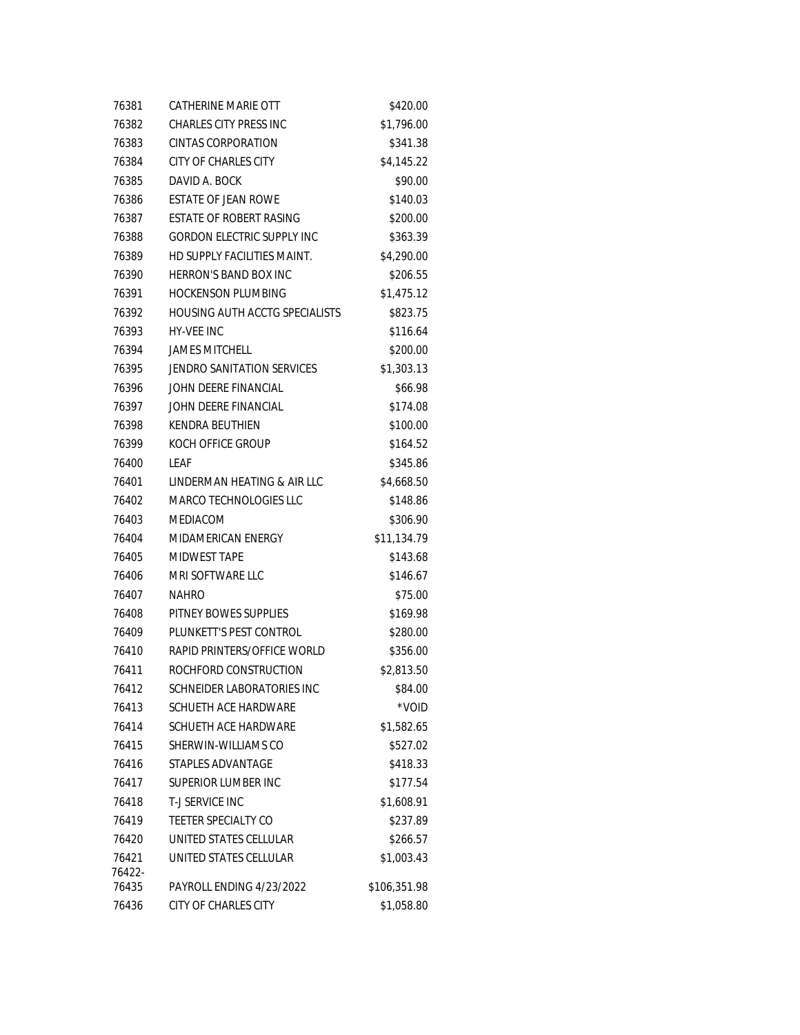| | | |
|---|---|---|
| 76381 | CATHERINE MARIE OTT | $420.00 |
| 76382 | CHARLES CITY PRESS INC | $1,796.00 |
| 76383 | CINTAS CORPORATION | $341.38 |
| 76384 | CITY OF CHARLES CITY | $4,145.22 |
| 76385 | DAVID A. BOCK | $90.00 |
| 76386 | ESTATE OF JEAN ROWE | $140.03 |
| 76387 | ESTATE OF ROBERT RASING | $200.00 |
| 76388 | GORDON ELECTRIC SUPPLY INC | $363.39 |
| 76389 | HD SUPPLY FACILITIES MAINT. | $4,290.00 |
| 76390 | HERRON'S BAND BOX INC | $206.55 |
| 76391 | HOCKENSON PLUMBING | $1,475.12 |
| 76392 | HOUSING AUTH ACCTG SPECIALISTS | $823.75 |
| 76393 | HY-VEE INC | $116.64 |
| 76394 | JAMES MITCHELL | $200.00 |
| 76395 | JENDRO SANITATION SERVICES | $1,303.13 |
| 76396 | JOHN DEERE FINANCIAL | $66.98 |
| 76397 | JOHN DEERE FINANCIAL | $174.08 |
| 76398 | KENDRA BEUTHIEN | $100.00 |
| 76399 | KOCH OFFICE GROUP | $164.52 |
| 76400 | LEAF | $345.86 |
| 76401 | LINDERMAN HEATING & AIR LLC | $4,668.50 |
| 76402 | MARCO TECHNOLOGIES LLC | $148.86 |
| 76403 | MEDIACOM | $306.90 |
| 76404 | MIDAMERICAN ENERGY | $11,134.79 |
| 76405 | MIDWEST TAPE | $143.68 |
| 76406 | MRI SOFTWARE LLC | $146.67 |
| 76407 | NAHRO | $75.00 |
| 76408 | PITNEY BOWES SUPPLIES | $169.98 |
| 76409 | PLUNKETT'S PEST CONTROL | $280.00 |
| 76410 | RAPID PRINTERS/OFFICE WORLD | $356.00 |
| 76411 | ROCHFORD CONSTRUCTION | $2,813.50 |
| 76412 | SCHNEIDER LABORATORIES INC | $84.00 |
| 76413 | SCHUETH ACE HARDWARE | *VOID |
| 76414 | SCHUETH ACE HARDWARE | $1,582.65 |
| 76415 | SHERWIN-WILLIAMS CO | $527.02 |
| 76416 | STAPLES ADVANTAGE | $418.33 |
| 76417 | SUPERIOR LUMBER INC | $177.54 |
| 76418 | T-J SERVICE INC | $1,608.91 |
| 76419 | TEETER SPECIALTY CO | $237.89 |
| 76420 | UNITED STATES CELLULAR | $266.57 |
| 76421 | UNITED STATES CELLULAR | $1,003.43 |
| 76422-76435 | PAYROLL ENDING 4/23/2022 | $106,351.98 |
| 76436 | CITY OF CHARLES CITY | $1,058.80 |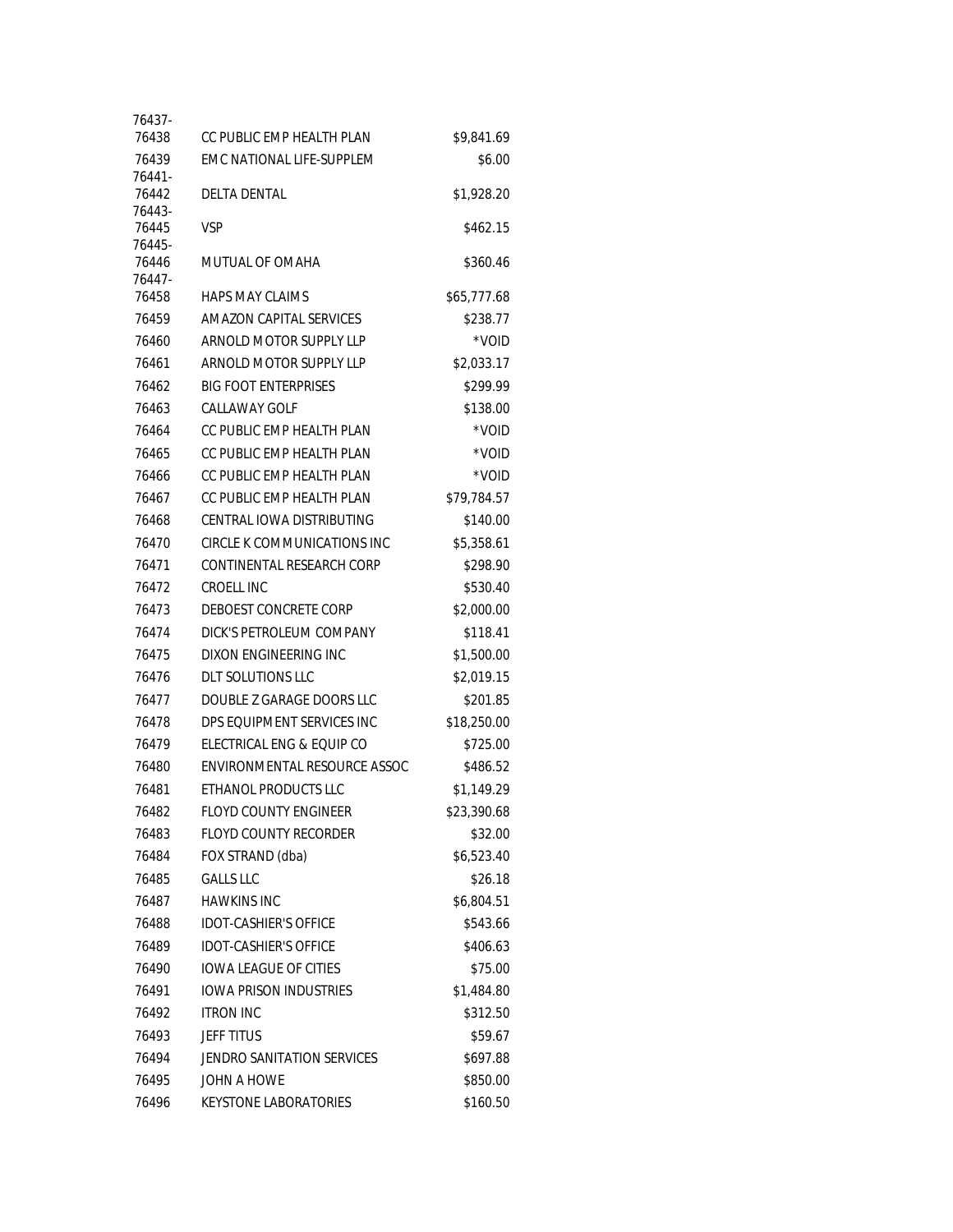| | | |
|---|---|---|
| 76437-76438 | CC PUBLIC EMP HEALTH PLAN | $9,841.69 |
| 76439 | EMC NATIONAL LIFE-SUPPLEM | $6.00 |
| 76441-76442 | DELTA DENTAL | $1,928.20 |
| 76443-76445 | VSP | $462.15 |
| 76445-76446 | MUTUAL OF OMAHA | $360.46 |
| 76447-76458 | HAPS MAY CLAIMS | $65,777.68 |
| 76459 | AMAZON CAPITAL SERVICES | $238.77 |
| 76460 | ARNOLD MOTOR SUPPLY LLP | *VOID |
| 76461 | ARNOLD MOTOR SUPPLY LLP | $2,033.17 |
| 76462 | BIG FOOT ENTERPRISES | $299.99 |
| 76463 | CALLAWAY GOLF | $138.00 |
| 76464 | CC PUBLIC EMP HEALTH PLAN | *VOID |
| 76465 | CC PUBLIC EMP HEALTH PLAN | *VOID |
| 76466 | CC PUBLIC EMP HEALTH PLAN | *VOID |
| 76467 | CC PUBLIC EMP HEALTH PLAN | $79,784.57 |
| 76468 | CENTRAL IOWA DISTRIBUTING | $140.00 |
| 76470 | CIRCLE K COMMUNICATIONS INC | $5,358.61 |
| 76471 | CONTINENTAL RESEARCH CORP | $298.90 |
| 76472 | CROELL INC | $530.40 |
| 76473 | DEBOEST CONCRETE CORP | $2,000.00 |
| 76474 | DICK'S PETROLEUM COMPANY | $118.41 |
| 76475 | DIXON ENGINEERING INC | $1,500.00 |
| 76476 | DLT SOLUTIONS LLC | $2,019.15 |
| 76477 | DOUBLE Z GARAGE DOORS LLC | $201.85 |
| 76478 | DPS EQUIPMENT SERVICES INC | $18,250.00 |
| 76479 | ELECTRICAL ENG & EQUIP CO | $725.00 |
| 76480 | ENVIRONMENTAL RESOURCE ASSOC | $486.52 |
| 76481 | ETHANOL PRODUCTS LLC | $1,149.29 |
| 76482 | FLOYD COUNTY ENGINEER | $23,390.68 |
| 76483 | FLOYD COUNTY RECORDER | $32.00 |
| 76484 | FOX STRAND (dba) | $6,523.40 |
| 76485 | GALLS LLC | $26.18 |
| 76487 | HAWKINS INC | $6,804.51 |
| 76488 | IDOT-CASHIER'S OFFICE | $543.66 |
| 76489 | IDOT-CASHIER'S OFFICE | $406.63 |
| 76490 | IOWA LEAGUE OF CITIES | $75.00 |
| 76491 | IOWA PRISON INDUSTRIES | $1,484.80 |
| 76492 | ITRON INC | $312.50 |
| 76493 | JEFF TITUS | $59.67 |
| 76494 | JENDRO SANITATION SERVICES | $697.88 |
| 76495 | JOHN A HOWE | $850.00 |
| 76496 | KEYSTONE LABORATORIES | $160.50 |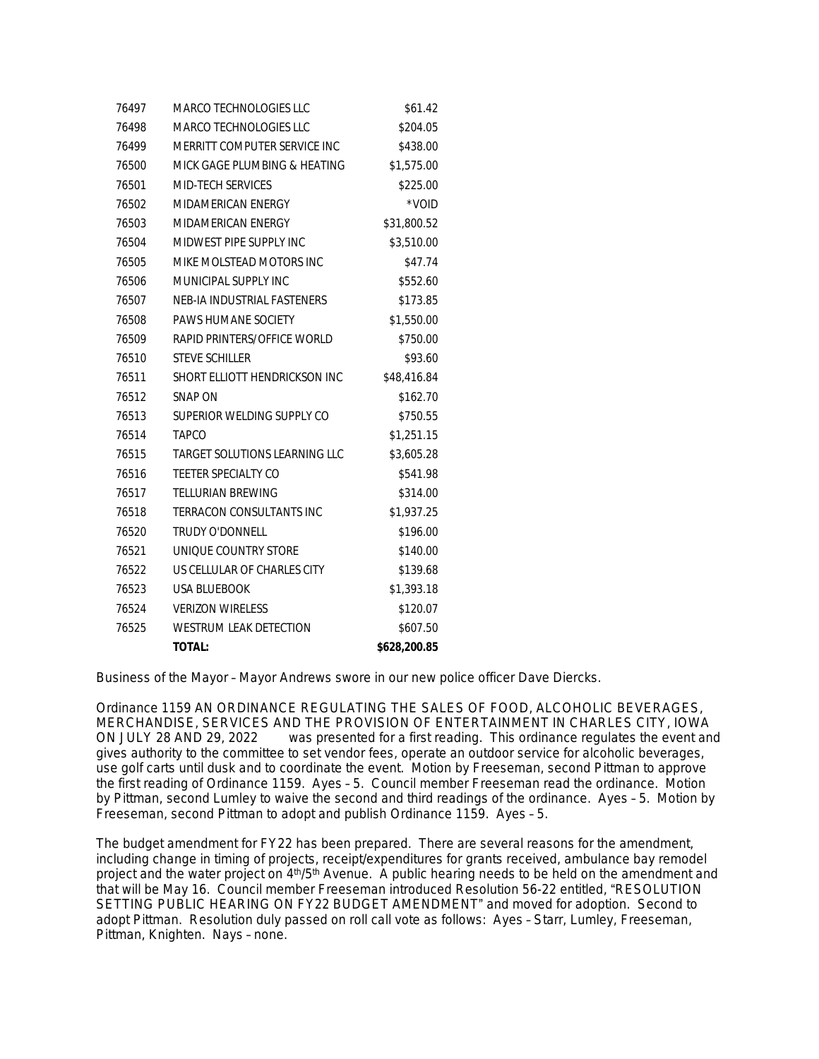| | | |
|---|---|---|
| 76497 | MARCO TECHNOLOGIES LLC | $61.42 |
| 76498 | MARCO TECHNOLOGIES LLC | $204.05 |
| 76499 | MERRITT COMPUTER SERVICE INC | $438.00 |
| 76500 | MICK GAGE PLUMBING & HEATING | $1,575.00 |
| 76501 | MID-TECH SERVICES | $225.00 |
| 76502 | MIDAMERICAN ENERGY | *VOID |
| 76503 | MIDAMERICAN ENERGY | $31,800.52 |
| 76504 | MIDWEST PIPE SUPPLY INC | $3,510.00 |
| 76505 | MIKE MOLSTEAD MOTORS INC | $47.74 |
| 76506 | MUNICIPAL SUPPLY INC | $552.60 |
| 76507 | NEB-IA INDUSTRIAL FASTENERS | $173.85 |
| 76508 | PAWS HUMANE SOCIETY | $1,550.00 |
| 76509 | RAPID PRINTERS/OFFICE WORLD | $750.00 |
| 76510 | STEVE SCHILLER | $93.60 |
| 76511 | SHORT ELLIOTT HENDRICKSON INC | $48,416.84 |
| 76512 | SNAP ON | $162.70 |
| 76513 | SUPERIOR WELDING SUPPLY CO | $750.55 |
| 76514 | TAPCO | $1,251.15 |
| 76515 | TARGET SOLUTIONS LEARNING LLC | $3,605.28 |
| 76516 | TEETER SPECIALTY CO | $541.98 |
| 76517 | TELLURIAN BREWING | $314.00 |
| 76518 | TERRACON CONSULTANTS INC | $1,937.25 |
| 76520 | TRUDY O'DONNELL | $196.00 |
| 76521 | UNIQUE COUNTRY STORE | $140.00 |
| 76522 | US CELLULAR OF CHARLES CITY | $139.68 |
| 76523 | USA BLUEBOOK | $1,393.18 |
| 76524 | VERIZON WIRELESS | $120.07 |
| 76525 | WESTRUM LEAK DETECTION | $607.50 |
| | **TOTAL:** | **$628,200.85** |

Business of the Mayor – Mayor Andrews swore in our new police officer Dave Diercks.

Ordinance 1159 AN ORDINANCE REGULATING THE SALES OF FOOD, ALCOHOLIC BEVERAGES, MERCHANDISE, SERVICES AND THE PROVISION OF ENTERTAINMENT IN CHARLES CITY, IOWA ON JULY 28 AND 29, 2022 was presented for a first reading. This ordinance regulates the event and gives authority to the committee to set vendor fees, operate an outdoor service for alcoholic beverages, use golf carts until dusk and to coordinate the event. Motion by Freeseman, second Pittman to approve the first reading of Ordinance 1159. Ayes – 5. Council member Freeseman read the ordinance. Motion by Pittman, second Lumley to waive the second and third readings of the ordinance. Ayes – 5. Motion by Freeseman, second Pittman to adopt and publish Ordinance 1159. Ayes – 5.

The budget amendment for FY22 has been prepared. There are several reasons for the amendment, including change in timing of projects, receipt/expenditures for grants received, ambulance bay remodel project and the water project on 4th/5th Avenue. A public hearing needs to be held on the amendment and that will be May 16. Council member Freeseman introduced Resolution 56-22 entitled, "RESOLUTION SETTING PUBLIC HEARING ON FY22 BUDGET AMENDMENT" and moved for adoption. Second to adopt Pittman. Resolution duly passed on roll call vote as follows: Ayes – Starr, Lumley, Freeseman, Pittman, Knighten. Nays – none.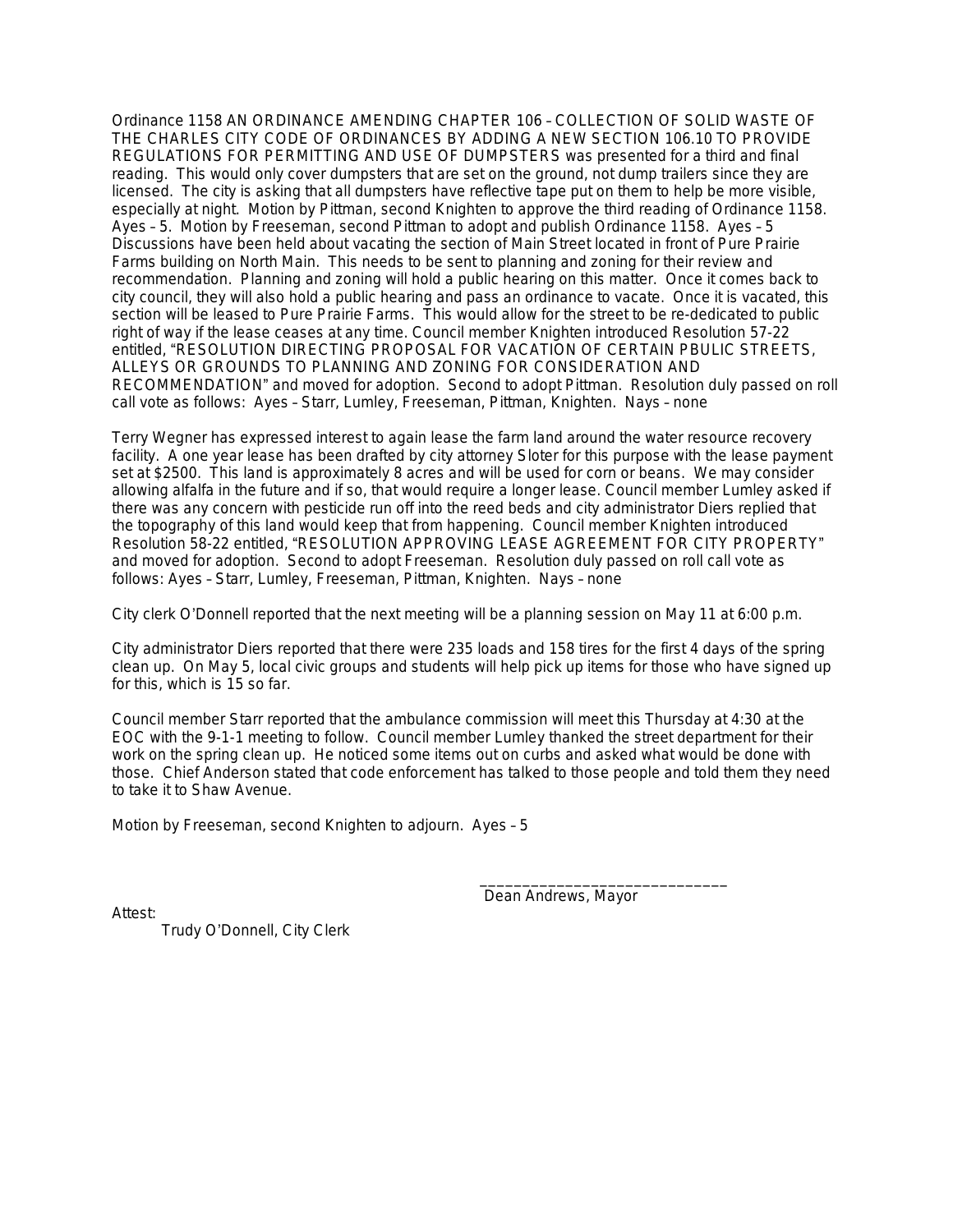Ordinance 1158 AN ORDINANCE AMENDING CHAPTER 106 – COLLECTION OF SOLID WASTE OF THE CHARLES CITY CODE OF ORDINANCES BY ADDING A NEW SECTION 106.10 TO PROVIDE REGULATIONS FOR PERMITTING AND USE OF DUMPSTERS was presented for a third and final reading. This would only cover dumpsters that are set on the ground, not dump trailers since they are licensed. The city is asking that all dumpsters have reflective tape put on them to help be more visible, especially at night. Motion by Pittman, second Knighten to approve the third reading of Ordinance 1158. Ayes – 5. Motion by Freeseman, second Pittman to adopt and publish Ordinance 1158. Ayes – 5 Discussions have been held about vacating the section of Main Street located in front of Pure Prairie Farms building on North Main. This needs to be sent to planning and zoning for their review and recommendation. Planning and zoning will hold a public hearing on this matter. Once it comes back to city council, they will also hold a public hearing and pass an ordinance to vacate. Once it is vacated, this section will be leased to Pure Prairie Farms. This would allow for the street to be re-dedicated to public right of way if the lease ceases at any time. Council member Knighten introduced Resolution 57-22 entitled, "RESOLUTION DIRECTING PROPOSAL FOR VACATION OF CERTAIN PBULIC STREETS, ALLEYS OR GROUNDS TO PLANNING AND ZONING FOR CONSIDERATION AND RECOMMENDATION" and moved for adoption. Second to adopt Pittman. Resolution duly passed on roll call vote as follows: Ayes – Starr, Lumley, Freeseman, Pittman, Knighten. Nays – none

Terry Wegner has expressed interest to again lease the farm land around the water resource recovery facility. A one year lease has been drafted by city attorney Sloter for this purpose with the lease payment set at $2500. This land is approximately 8 acres and will be used for corn or beans. We may consider allowing alfalfa in the future and if so, that would require a longer lease. Council member Lumley asked if there was any concern with pesticide run off into the reed beds and city administrator Diers replied that the topography of this land would keep that from happening. Council member Knighten introduced Resolution 58-22 entitled, "RESOLUTION APPROVING LEASE AGREEMENT FOR CITY PROPERTY" and moved for adoption. Second to adopt Freeseman. Resolution duly passed on roll call vote as follows: Ayes – Starr, Lumley, Freeseman, Pittman, Knighten. Nays – none

City clerk O'Donnell reported that the next meeting will be a planning session on May 11 at 6:00 p.m.

City administrator Diers reported that there were 235 loads and 158 tires for the first 4 days of the spring clean up. On May 5, local civic groups and students will help pick up items for those who have signed up for this, which is 15 so far.

Council member Starr reported that the ambulance commission will meet this Thursday at 4:30 at the EOC with the 9-1-1 meeting to follow. Council member Lumley thanked the street department for their work on the spring clean up. He noticed some items out on curbs and asked what would be done with those. Chief Anderson stated that code enforcement has talked to those people and told them they need to take it to Shaw Avenue.

Motion by Freeseman, second Knighten to adjourn. Ayes – 5

_____________________________
Dean Andrews, Mayor

Attest:
Trudy O'Donnell, City Clerk